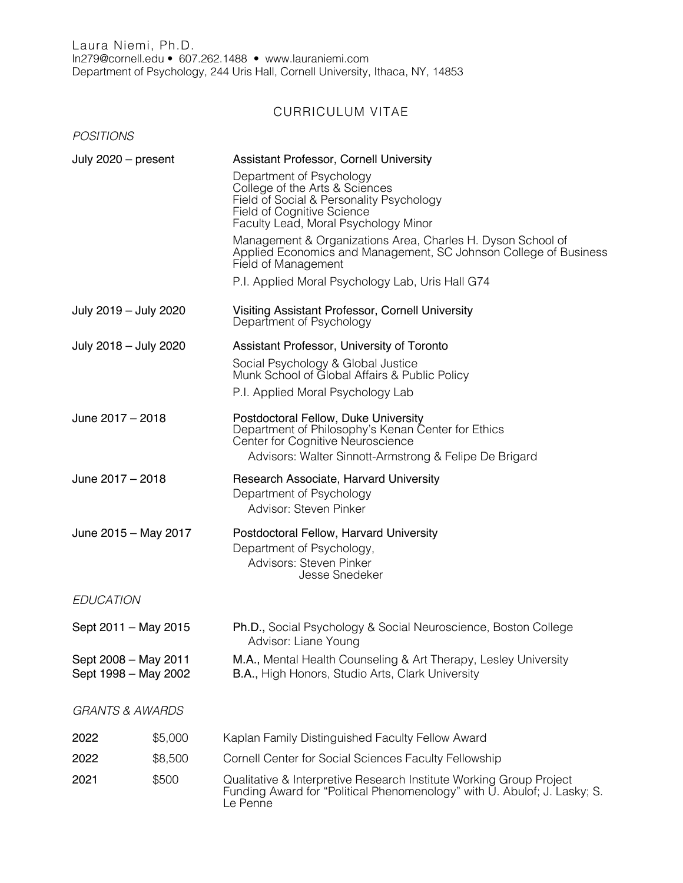Laura Niemi, Ph.D.
ln279@cornell.edu • 607.262.1488 • www.lauraniemi.com
Department of Psychology, 244 Uris Hall, Cornell University, Ithaca, NY, 14853

# CURRICULUM VITAE

## *POSITIONS*

**July 2020 – present** — Assistant Professor, Cornell University

Department of Psychology
College of the Arts & Sciences
Field of Social & Personality Psychology
Field of Cognitive Science
Faculty Lead, Moral Psychology Minor

Management & Organizations Area, Charles H. Dyson School of Applied Economics and Management, SC Johnson College of Business
Field of Management

P.I. Applied Moral Psychology Lab, Uris Hall G74

**July 2019 – July 2020** — Visiting Assistant Professor, Cornell University
Department of Psychology

**July 2018 – July 2020** — Assistant Professor, University of Toronto

Social Psychology & Global Justice
Munk School of Global Affairs & Public Policy

P.I. Applied Moral Psychology Lab

**June 2017 – 2018** — Postdoctoral Fellow, Duke University
Department of Philosophy's Kenan Center for Ethics
Center for Cognitive Neuroscience
Advisors: Walter Sinnott-Armstrong & Felipe De Brigard

**June 2017 – 2018** — Research Associate, Harvard University
Department of Psychology
Advisor: Steven Pinker

**June 2015 – May 2017** — Postdoctoral Fellow, Harvard University
Department of Psychology,
Advisors: Steven Pinker
Jesse Snedeker

## *EDUCATION*

**Sept 2011 – May 2015** — **Ph.D.,** Social Psychology & Social Neuroscience, Boston College
Advisor: Liane Young

**Sept 2008 – May 2011** — **M.A.,** Mental Health Counseling & Art Therapy, Lesley University

**Sept 1998 – May 2002** — **B.A.,** High Honors, Studio Arts, Clark University

## *GRANTS & AWARDS*

| Year | Amount | Award |
|---|---|---|
| 2022 | $5,000 | Kaplan Family Distinguished Faculty Fellow Award |
| 2022 | $8,500 | Cornell Center for Social Sciences Faculty Fellowship |
| 2021 | $500 | Qualitative & Interpretive Research Institute Working Group Project Funding Award for "Political Phenomenology" with U. Abulof; J. Lasky; S. Le Penne |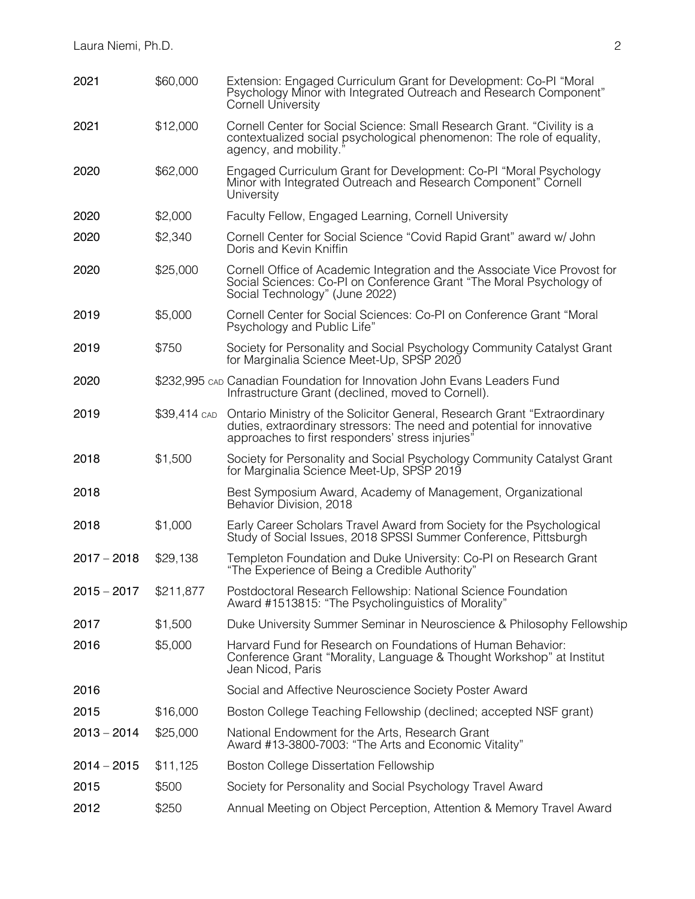| | | |
|---|---|---|
| **2021** | $60,000 | Extension: Engaged Curriculum Grant for Development: Co-PI "Moral Psychology Minor with Integrated Outreach and Research Component" Cornell University |
| **2021** | $12,000 | Cornell Center for Social Science: Small Research Grant. "Civility is a contextualized social psychological phenomenon: The role of equality, agency, and mobility." |
| **2020** | $62,000 | Engaged Curriculum Grant for Development: Co-PI "Moral Psychology Minor with Integrated Outreach and Research Component" Cornell University |
| **2020** | $2,000 | Faculty Fellow, Engaged Learning, Cornell University |
| **2020** | $2,340 | Cornell Center for Social Science "Covid Rapid Grant" award w/ John Doris and Kevin Kniffin |
| **2020** | $25,000 | Cornell Office of Academic Integration and the Associate Vice Provost for Social Sciences: Co-PI on Conference Grant "The Moral Psychology of Social Technology" (June 2022) |
| **2019** | $5,000 | Cornell Center for Social Sciences: Co-PI on Conference Grant "Moral Psychology and Public Life" |
| **2019** | $750 | Society for Personality and Social Psychology Community Catalyst Grant for Marginalia Science Meet-Up, SPSP 2020 |
| **2020** | $232,995 CAD | Canadian Foundation for Innovation John Evans Leaders Fund Infrastructure Grant (declined, moved to Cornell). |
| **2019** | $39,414 CAD | Ontario Ministry of the Solicitor General, Research Grant "Extraordinary duties, extraordinary stressors: The need and potential for innovative approaches to first responders' stress injuries" |
| **2018** | $1,500 | Society for Personality and Social Psychology Community Catalyst Grant for Marginalia Science Meet-Up, SPSP 2019 |
| **2018** | | Best Symposium Award, Academy of Management, Organizational Behavior Division, 2018 |
| **2018** | $1,000 | Early Career Scholars Travel Award from Society for the Psychological Study of Social Issues, 2018 SPSSI Summer Conference, Pittsburgh |
| **2017 – 2018** | $29,138 | Templeton Foundation and Duke University: Co-PI on Research Grant "The Experience of Being a Credible Authority" |
| **2015 – 2017** | $211,877 | Postdoctoral Research Fellowship: National Science Foundation Award #1513815: "The Psycholinguistics of Morality" |
| **2017** | $1,500 | Duke University Summer Seminar in Neuroscience & Philosophy Fellowship |
| **2016** | $5,000 | Harvard Fund for Research on Foundations of Human Behavior: Conference Grant "Morality, Language & Thought Workshop" at Institut Jean Nicod, Paris |
| **2016** | | Social and Affective Neuroscience Society Poster Award |
| **2015** | $16,000 | Boston College Teaching Fellowship (declined; accepted NSF grant) |
| **2013 – 2014** | $25,000 | National Endowment for the Arts, Research Grant Award #13-3800-7003: "The Arts and Economic Vitality" |
| **2014 – 2015** | $11,125 | Boston College Dissertation Fellowship |
| **2015** | $500 | Society for Personality and Social Psychology Travel Award |
| **2012** | $250 | Annual Meeting on Object Perception, Attention & Memory Travel Award |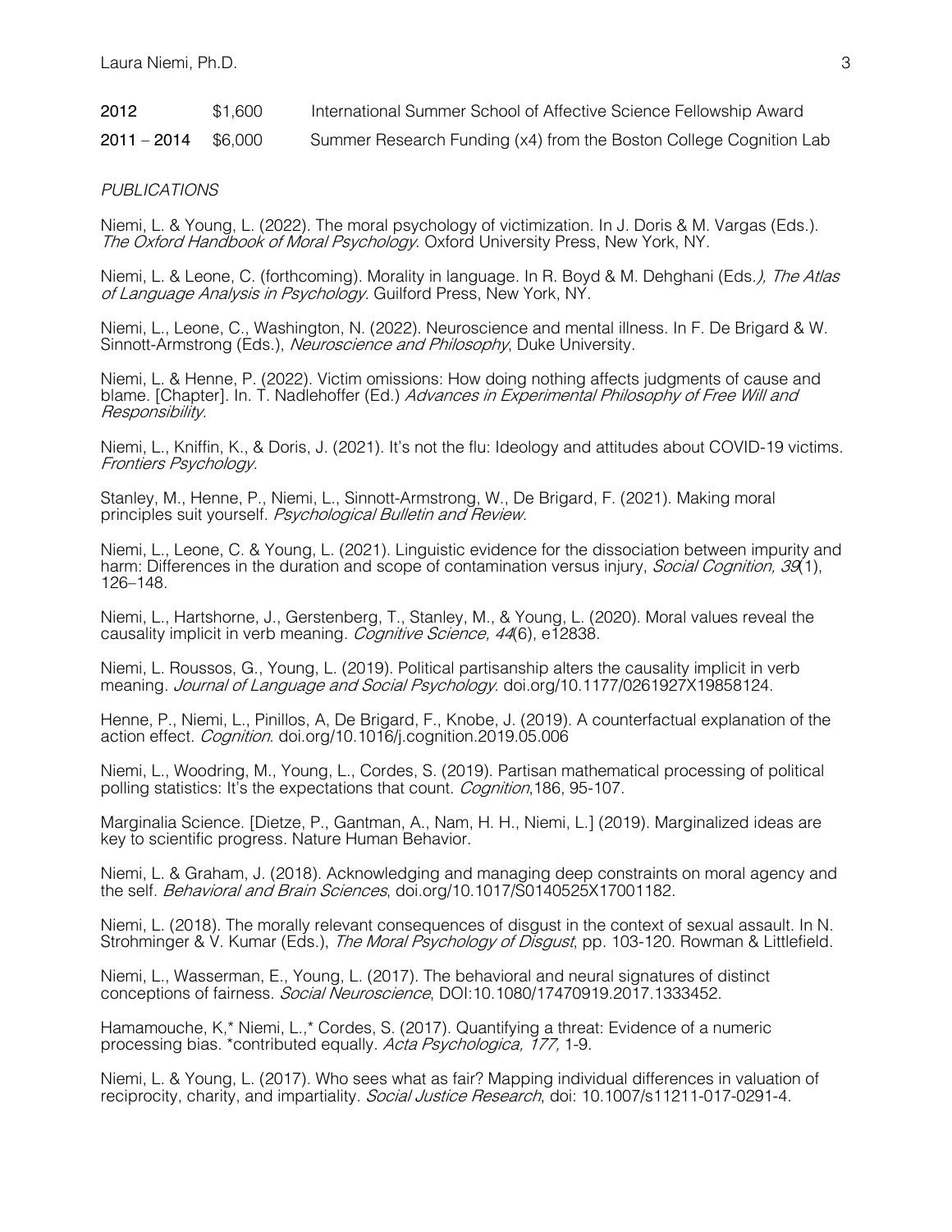| | | |
|---|---|---|
| **2012** | $1,600 | International Summer School of Affective Science Fellowship Award |
| **2011 – 2014** | $6,000 | Summer Research Funding (x4) from the Boston College Cognition Lab |

*PUBLICATIONS*

Niemi, L. & Young, L. (2022). The moral psychology of victimization. In J. Doris & M. Vargas (Eds.). *The Oxford Handbook of Moral Psychology*. Oxford University Press, New York, NY.

Niemi, L. & Leone, C. (forthcoming). Morality in language. In R. Boyd & M. Dehghani (Eds.*), The Atlas of Language Analysis in Psychology.* Guilford Press, New York, NY.

Niemi, L., Leone, C., Washington, N. (2022). Neuroscience and mental illness. In F. De Brigard & W. Sinnott-Armstrong (Eds.), *Neuroscience and Philosophy*, Duke University.

Niemi, L. & Henne, P. (2022). Victim omissions: How doing nothing affects judgments of cause and blame. [Chapter]. In. T. Nadlehoffer (Ed.) *Advances in Experimental Philosophy of Free Will and Responsibility.*

Niemi, L., Kniffin, K., & Doris, J. (2021). It's not the flu: Ideology and attitudes about COVID-19 victims. *Frontiers Psychology.*

Stanley, M., Henne, P., Niemi, L., Sinnott-Armstrong, W., De Brigard, F. (2021). Making moral principles suit yourself. *Psychological Bulletin and Review.*

Niemi, L., Leone, C. & Young, L. (2021). Linguistic evidence for the dissociation between impurity and harm: Differences in the duration and scope of contamination versus injury, *Social Cognition, 39*(1), 126–148.

Niemi, L., Hartshorne, J., Gerstenberg, T., Stanley, M., & Young, L. (2020). Moral values reveal the causality implicit in verb meaning. *Cognitive Science, 44*(6), e12838.

Niemi, L. Roussos, G., Young, L. (2019). Political partisanship alters the causality implicit in verb meaning. *Journal of Language and Social Psychology*. doi.org/10.1177/0261927X19858124.

Henne, P., Niemi, L., Pinillos, A, De Brigard, F., Knobe, J. (2019). A counterfactual explanation of the action effect. *Cognition*. doi.org/10.1016/j.cognition.2019.05.006

Niemi, L., Woodring, M., Young, L., Cordes, S. (2019). Partisan mathematical processing of political polling statistics: It's the expectations that count. *Cognition*,186, 95-107.

Marginalia Science. [Dietze, P., Gantman, A., Nam, H. H., Niemi, L.] (2019). Marginalized ideas are key to scientific progress. Nature Human Behavior.

Niemi, L. & Graham, J. (2018). Acknowledging and managing deep constraints on moral agency and the self. *Behavioral and Brain Sciences*, doi.org/10.1017/S0140525X17001182.

Niemi, L. (2018). The morally relevant consequences of disgust in the context of sexual assault. In N. Strohminger & V. Kumar (Eds.), *The Moral Psychology of Disgust*, pp. 103-120. Rowman & Littlefield.

Niemi, L., Wasserman, E., Young, L. (2017). The behavioral and neural signatures of distinct conceptions of fairness. *Social Neuroscience*, DOI:10.1080/17470919.2017.1333452.

Hamamouche, K,* Niemi, L.,* Cordes, S. (2017). Quantifying a threat: Evidence of a numeric processing bias. *contributed equally. *Acta Psychologica, 177,* 1-9.

Niemi, L. & Young, L. (2017). Who sees what as fair? Mapping individual differences in valuation of reciprocity, charity, and impartiality. *Social Justice Research*, doi: 10.1007/s11211-017-0291-4.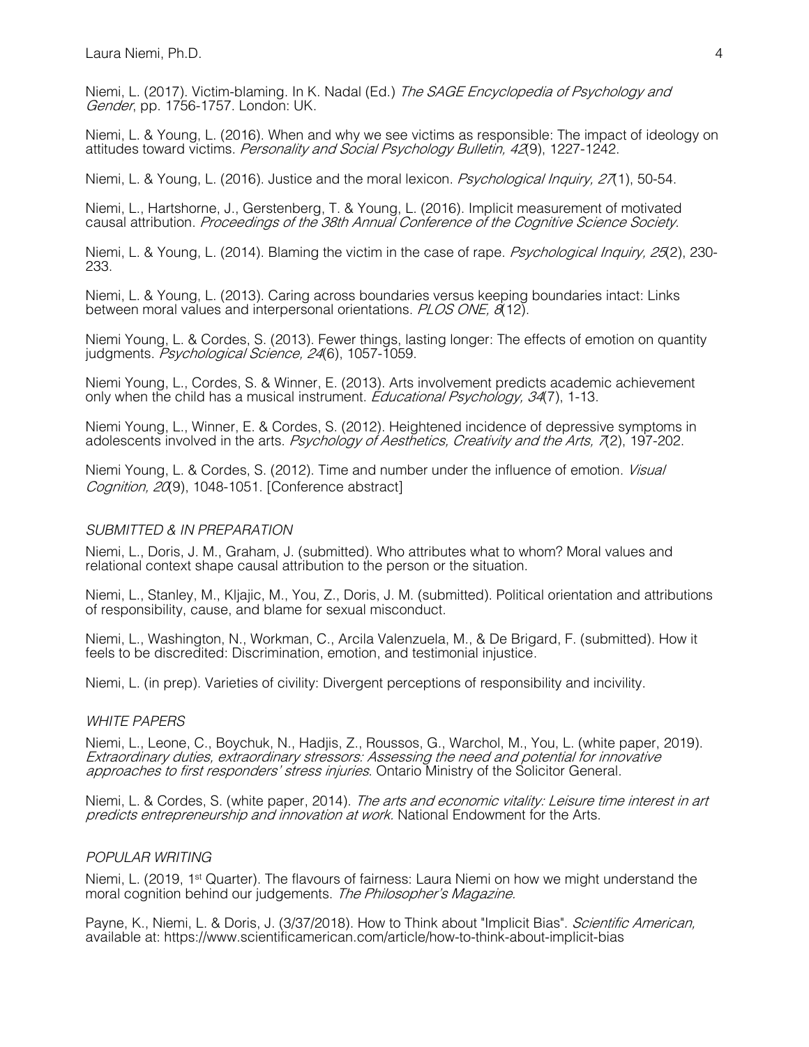Niemi, L. (2017). Victim-blaming. In K. Nadal (Ed.) *The SAGE Encyclopedia of Psychology and Gender*, pp. 1756-1757. London: UK.

Niemi, L. & Young, L. (2016). When and why we see victims as responsible: The impact of ideology on attitudes toward victims. *Personality and Social Psychology Bulletin, 42*(9), 1227-1242.

Niemi, L. & Young, L. (2016). Justice and the moral lexicon. *Psychological Inquiry, 27*(1), 50-54.

Niemi, L., Hartshorne, J., Gerstenberg, T. & Young, L. (2016). Implicit measurement of motivated causal attribution. *Proceedings of the 38th Annual Conference of the Cognitive Science Society*.

Niemi, L. & Young, L. (2014). Blaming the victim in the case of rape. *Psychological Inquiry, 25*(2), 230-233.

Niemi, L. & Young, L. (2013). Caring across boundaries versus keeping boundaries intact: Links between moral values and interpersonal orientations. *PLOS ONE, 8*(12).

Niemi Young, L. & Cordes, S. (2013). Fewer things, lasting longer: The effects of emotion on quantity judgments. *Psychological Science, 24*(6), 1057-1059.

Niemi Young, L., Cordes, S. & Winner, E. (2013). Arts involvement predicts academic achievement only when the child has a musical instrument. *Educational Psychology, 34*(7), 1-13.

Niemi Young, L., Winner, E. & Cordes, S. (2012). Heightened incidence of depressive symptoms in adolescents involved in the arts. *Psychology of Aesthetics, Creativity and the Arts, 7*(2), 197-202.

Niemi Young, L. & Cordes, S. (2012). Time and number under the influence of emotion. *Visual Cognition, 20*(9), 1048-1051. [Conference abstract]

*SUBMITTED & IN PREPARATION*

Niemi, L., Doris, J. M., Graham, J. (submitted). Who attributes what to whom? Moral values and relational context shape causal attribution to the person or the situation.

Niemi, L., Stanley, M., Kljajic, M., You, Z., Doris, J. M. (submitted). Political orientation and attributions of responsibility, cause, and blame for sexual misconduct.

Niemi, L., Washington, N., Workman, C., Arcila Valenzuela, M., & De Brigard, F. (submitted). How it feels to be discredited: Discrimination, emotion, and testimonial injustice.

Niemi, L. (in prep). Varieties of civility: Divergent perceptions of responsibility and incivility.

*WHITE PAPERS*

Niemi, L., Leone, C., Boychuk, N., Hadjis, Z., Roussos, G., Warchol, M., You, L. (white paper, 2019). *Extraordinary duties, extraordinary stressors: Assessing the need and potential for innovative approaches to first responders' stress injuries*. Ontario Ministry of the Solicitor General.

Niemi, L. & Cordes, S. (white paper, 2014). *The arts and economic vitality: Leisure time interest in art predicts entrepreneurship and innovation at work*. National Endowment for the Arts.

*POPULAR WRITING*

Niemi, L. (2019, 1st Quarter). The flavours of fairness: Laura Niemi on how we might understand the moral cognition behind our judgements. *The Philosopher's Magazine*.

Payne, K., Niemi, L. & Doris, J. (3/37/2018). How to Think about "Implicit Bias". *Scientific American,* available at: https://www.scientificamerican.com/article/how-to-think-about-implicit-bias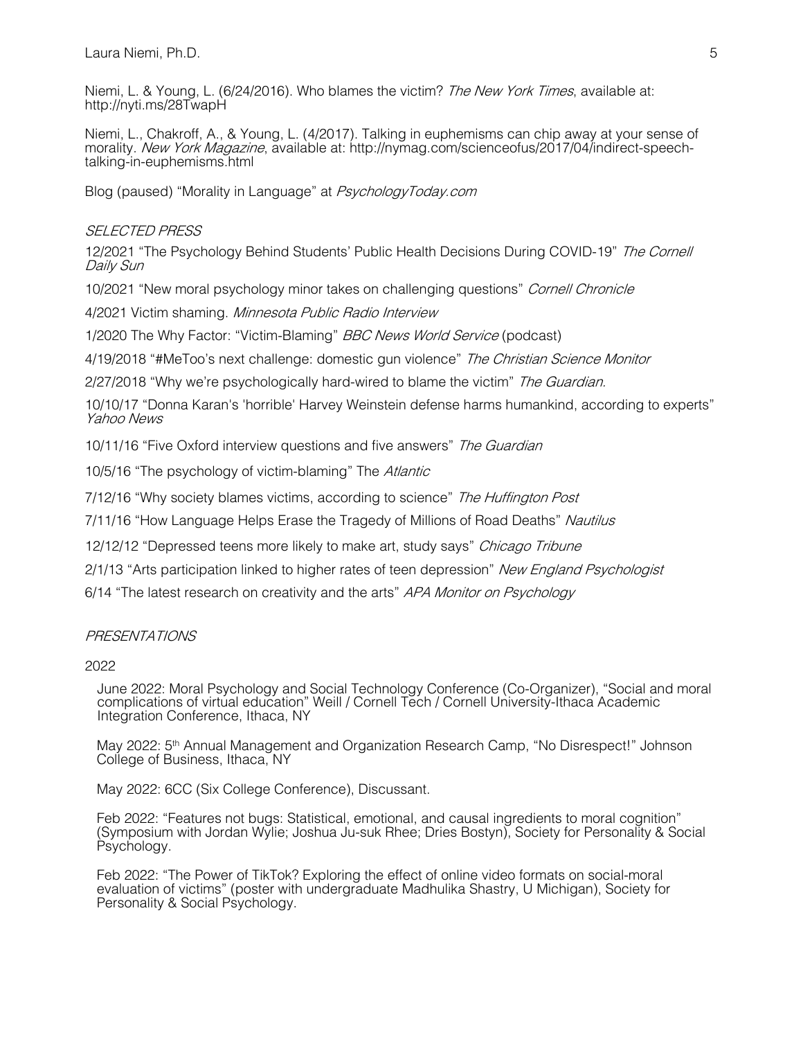Niemi, L. & Young, L. (6/24/2016). Who blames the victim? *The New York Times*, available at: http://nyti.ms/28TwapH

Niemi, L., Chakroff, A., & Young, L. (4/2017). Talking in euphemisms can chip away at your sense of morality. *New York Magazine*, available at: http://nymag.com/scienceofus/2017/04/indirect-speech-talking-in-euphemisms.html

Blog (paused) "Morality in Language" at *PsychologyToday.com*

*SELECTED PRESS*

12/2021 "The Psychology Behind Students' Public Health Decisions During COVID-19" *The Cornell Daily Sun*

10/2021 "New moral psychology minor takes on challenging questions" *Cornell Chronicle*

4/2021 Victim shaming. *Minnesota Public Radio Interview*

1/2020 The Why Factor: "Victim-Blaming" *BBC News World Service* (podcast)

4/19/2018 "#MeToo's next challenge: domestic gun violence" *The Christian Science Monitor*

2/27/2018 "Why we're psychologically hard-wired to blame the victim" *The Guardian*.

10/10/17 "Donna Karan's 'horrible' Harvey Weinstein defense harms humankind, according to experts" *Yahoo News*

10/11/16 "Five Oxford interview questions and five answers" *The Guardian*

10/5/16 "The psychology of victim-blaming" The *Atlantic*

7/12/16 "Why society blames victims, according to science" *The Huffington Post*

7/11/16 "How Language Helps Erase the Tragedy of Millions of Road Deaths" *Nautilus*

12/12/12 "Depressed teens more likely to make art, study says" *Chicago Tribune*

2/1/13 "Arts participation linked to higher rates of teen depression" *New England Psychologist*

6/14 "The latest research on creativity and the arts" *APA Monitor on Psychology*

*PRESENTATIONS*

2022

June 2022: Moral Psychology and Social Technology Conference (Co-Organizer), "Social and moral complications of virtual education" Weill / Cornell Tech / Cornell University-Ithaca Academic Integration Conference, Ithaca, NY

May 2022: 5th Annual Management and Organization Research Camp, "No Disrespect!" Johnson College of Business, Ithaca, NY

May 2022: 6CC (Six College Conference), Discussant.

Feb 2022: "Features not bugs: Statistical, emotional, and causal ingredients to moral cognition" (Symposium with Jordan Wylie; Joshua Ju-suk Rhee; Dries Bostyn), Society for Personality & Social Psychology.

Feb 2022: "The Power of TikTok? Exploring the effect of online video formats on social-moral evaluation of victims" (poster with undergraduate Madhulika Shastry, U Michigan), Society for Personality & Social Psychology.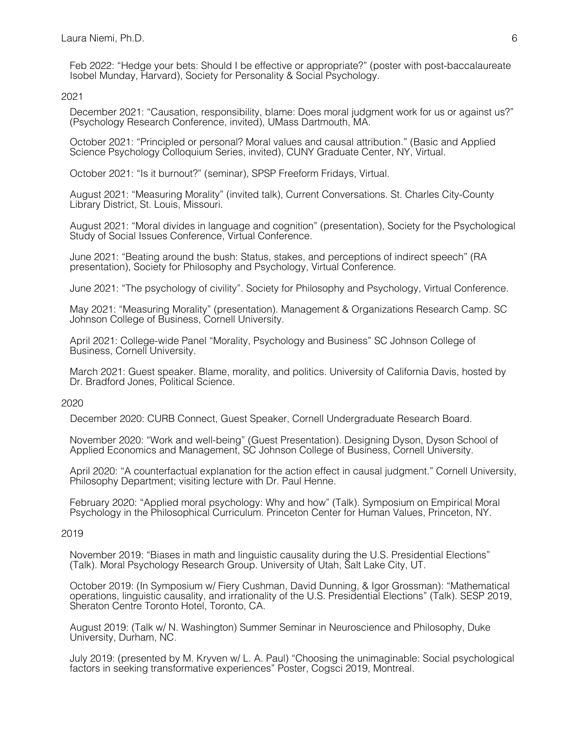Feb 2022: “Hedge your bets: Should I be effective or appropriate?” (poster with post-baccalaureate Isobel Munday, Harvard), Society for Personality & Social Psychology.

2021

December 2021: “Causation, responsibility, blame: Does moral judgment work for us or against us?” (Psychology Research Conference, invited), UMass Dartmouth, MA.

October 2021: “Principled or personal? Moral values and causal attribution.” (Basic and Applied Science Psychology Colloquium Series, invited), CUNY Graduate Center, NY, Virtual.

October 2021: “Is it burnout?” (seminar), SPSP Freeform Fridays, Virtual.

August 2021: “Measuring Morality” (invited talk), Current Conversations. St. Charles City-County Library District, St. Louis, Missouri.

August 2021: “Moral divides in language and cognition” (presentation), Society for the Psychological Study of Social Issues Conference, Virtual Conference.

June 2021: “Beating around the bush: Status, stakes, and perceptions of indirect speech” (RA presentation), Society for Philosophy and Psychology, Virtual Conference.

June 2021: “The psychology of civility”. Society for Philosophy and Psychology, Virtual Conference.

May 2021: “Measuring Morality” (presentation). Management & Organizations Research Camp. SC Johnson College of Business, Cornell University.

April 2021: College-wide Panel “Morality, Psychology and Business” SC Johnson College of Business, Cornell University.

March 2021: Guest speaker. Blame, morality, and politics. University of California Davis, hosted by Dr. Bradford Jones, Political Science.

2020

December 2020: CURB Connect, Guest Speaker, Cornell Undergraduate Research Board.

November 2020: “Work and well-being” (Guest Presentation). Designing Dyson, Dyson School of Applied Economics and Management, SC Johnson College of Business, Cornell University.

April 2020: “A counterfactual explanation for the action effect in causal judgment.” Cornell University, Philosophy Department; visiting lecture with Dr. Paul Henne.

February 2020: “Applied moral psychology: Why and how” (Talk). Symposium on Empirical Moral Psychology in the Philosophical Curriculum. Princeton Center for Human Values, Princeton, NY.

2019

November 2019: “Biases in math and linguistic causality during the U.S. Presidential Elections” (Talk). Moral Psychology Research Group. University of Utah, Salt Lake City, UT.

October 2019: (In Symposium w/ Fiery Cushman, David Dunning, & Igor Grossman): “Mathematical operations, linguistic causality, and irrationality of the U.S. Presidential Elections” (Talk). SESP 2019, Sheraton Centre Toronto Hotel, Toronto, CA.

August 2019: (Talk w/ N. Washington) Summer Seminar in Neuroscience and Philosophy, Duke University, Durham, NC.

July 2019: (presented by M. Kryven w/ L. A. Paul) “Choosing the unimaginable: Social psychological factors in seeking transformative experiences” Poster, Cogsci 2019, Montreal.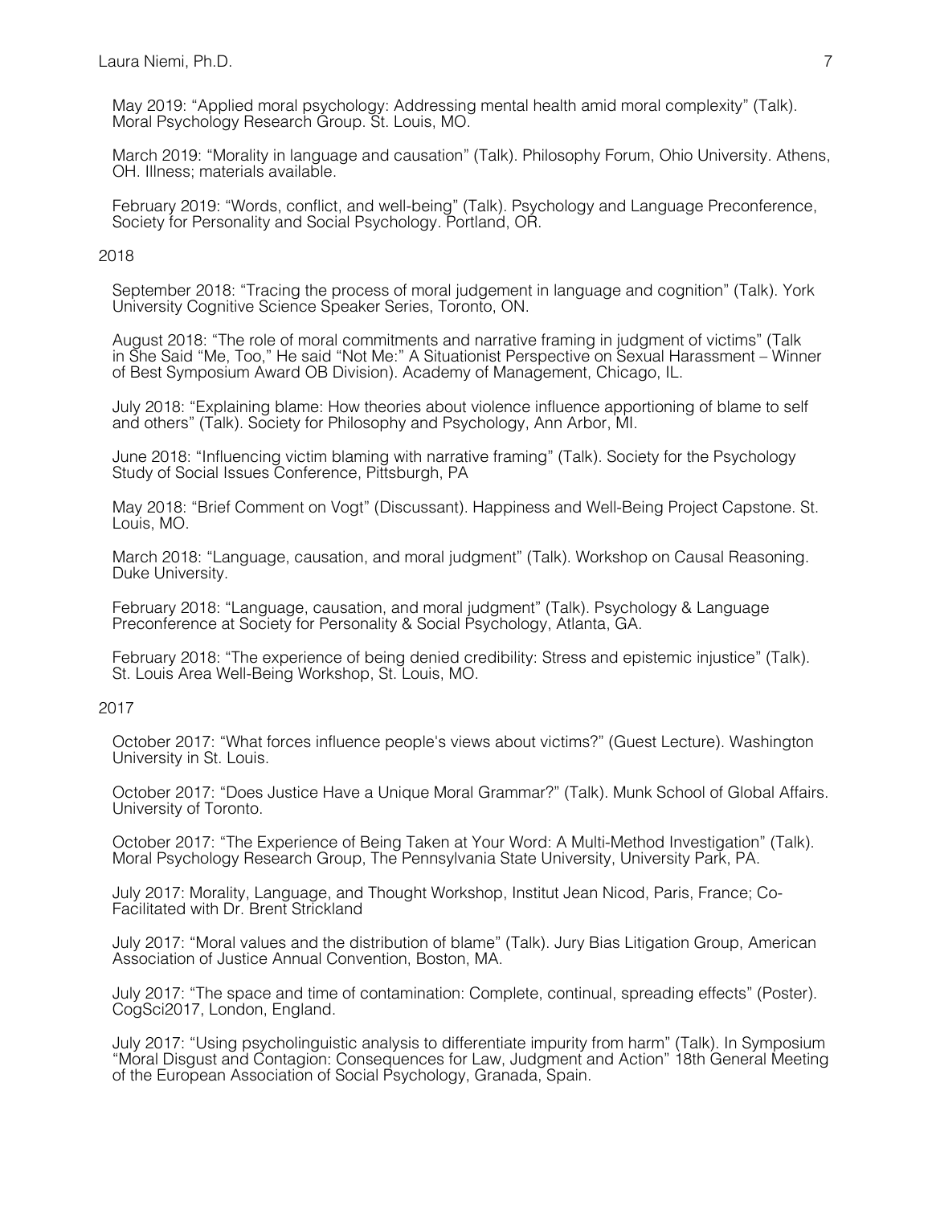May 2019: "Applied moral psychology: Addressing mental health amid moral complexity" (Talk). Moral Psychology Research Group. St. Louis, MO.

March 2019: "Morality in language and causation" (Talk). Philosophy Forum, Ohio University. Athens, OH. Illness; materials available.

February 2019: "Words, conflict, and well-being" (Talk). Psychology and Language Preconference, Society for Personality and Social Psychology. Portland, OR.

2018

September 2018: "Tracing the process of moral judgement in language and cognition" (Talk). York University Cognitive Science Speaker Series, Toronto, ON.

August 2018: "The role of moral commitments and narrative framing in judgment of victims" (Talk in She Said "Me, Too," He said "Not Me:" A Situationist Perspective on Sexual Harassment – Winner of Best Symposium Award OB Division). Academy of Management, Chicago, IL.

July 2018: "Explaining blame: How theories about violence influence apportioning of blame to self and others" (Talk). Society for Philosophy and Psychology, Ann Arbor, MI.

June 2018: "Influencing victim blaming with narrative framing" (Talk). Society for the Psychology Study of Social Issues Conference, Pittsburgh, PA

May 2018: "Brief Comment on Vogt" (Discussant). Happiness and Well-Being Project Capstone. St. Louis, MO.

March 2018: "Language, causation, and moral judgment" (Talk). Workshop on Causal Reasoning. Duke University.

February 2018: "Language, causation, and moral judgment" (Talk). Psychology & Language Preconference at Society for Personality & Social Psychology, Atlanta, GA.

February 2018: "The experience of being denied credibility: Stress and epistemic injustice" (Talk). St. Louis Area Well-Being Workshop, St. Louis, MO.

2017

October 2017: "What forces influence people's views about victims?" (Guest Lecture). Washington University in St. Louis.

October 2017: "Does Justice Have a Unique Moral Grammar?" (Talk). Munk School of Global Affairs. University of Toronto.

October 2017: "The Experience of Being Taken at Your Word: A Multi-Method Investigation" (Talk). Moral Psychology Research Group, The Pennsylvania State University, University Park, PA.

July 2017: Morality, Language, and Thought Workshop, Institut Jean Nicod, Paris, France; Co-Facilitated with Dr. Brent Strickland

July 2017: "Moral values and the distribution of blame" (Talk). Jury Bias Litigation Group, American Association of Justice Annual Convention, Boston, MA.

July 2017: "The space and time of contamination: Complete, continual, spreading effects" (Poster). CogSci2017, London, England.

July 2017: "Using psycholinguistic analysis to differentiate impurity from harm" (Talk). In Symposium "Moral Disgust and Contagion: Consequences for Law, Judgment and Action" 18th General Meeting of the European Association of Social Psychology, Granada, Spain.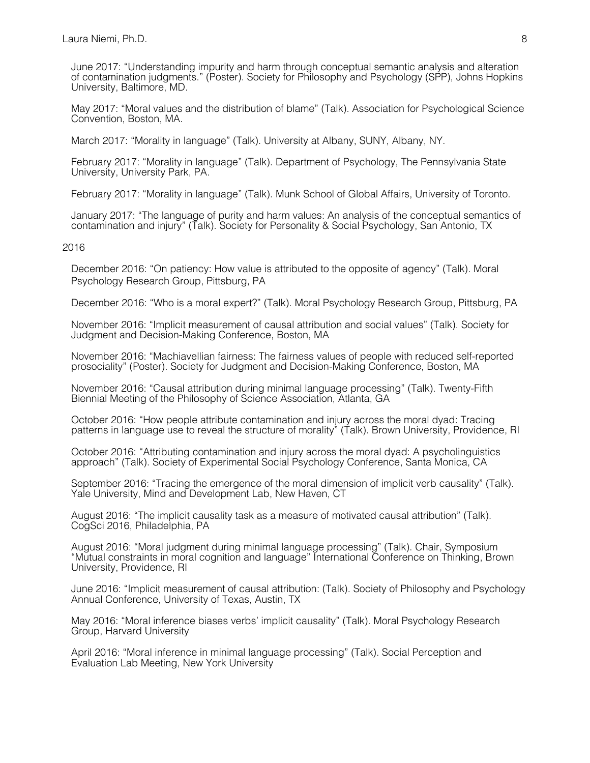June 2017: "Understanding impurity and harm through conceptual semantic analysis and alteration of contamination judgments." (Poster). Society for Philosophy and Psychology (SPP), Johns Hopkins University, Baltimore, MD.

May 2017: "Moral values and the distribution of blame" (Talk). Association for Psychological Science Convention, Boston, MA.

March 2017: "Morality in language" (Talk). University at Albany, SUNY, Albany, NY.

February 2017: "Morality in language" (Talk). Department of Psychology, The Pennsylvania State University, University Park, PA.

February 2017: "Morality in language" (Talk). Munk School of Global Affairs, University of Toronto.

January 2017: "The language of purity and harm values: An analysis of the conceptual semantics of contamination and injury" (Talk). Society for Personality & Social Psychology, San Antonio, TX

2016

December 2016: "On patiency: How value is attributed to the opposite of agency" (Talk). Moral Psychology Research Group, Pittsburg, PA

December 2016: "Who is a moral expert?" (Talk). Moral Psychology Research Group, Pittsburg, PA

November 2016: "Implicit measurement of causal attribution and social values" (Talk). Society for Judgment and Decision-Making Conference, Boston, MA

November 2016: "Machiavellian fairness: The fairness values of people with reduced self-reported prosociality" (Poster). Society for Judgment and Decision-Making Conference, Boston, MA

November 2016: "Causal attribution during minimal language processing" (Talk). Twenty-Fifth Biennial Meeting of the Philosophy of Science Association, Atlanta, GA

October 2016: "How people attribute contamination and injury across the moral dyad: Tracing patterns in language use to reveal the structure of morality" (Talk). Brown University, Providence, RI

October 2016: "Attributing contamination and injury across the moral dyad: A psycholinguistics approach" (Talk). Society of Experimental Social Psychology Conference, Santa Monica, CA

September 2016: "Tracing the emergence of the moral dimension of implicit verb causality" (Talk). Yale University, Mind and Development Lab, New Haven, CT

August 2016: "The implicit causality task as a measure of motivated causal attribution" (Talk). CogSci 2016, Philadelphia, PA

August 2016: "Moral judgment during minimal language processing" (Talk). Chair, Symposium "Mutual constraints in moral cognition and language" International Conference on Thinking, Brown University, Providence, RI

June 2016: "Implicit measurement of causal attribution: (Talk). Society of Philosophy and Psychology Annual Conference, University of Texas, Austin, TX

May 2016: "Moral inference biases verbs' implicit causality" (Talk). Moral Psychology Research Group, Harvard University

April 2016: "Moral inference in minimal language processing" (Talk). Social Perception and Evaluation Lab Meeting, New York University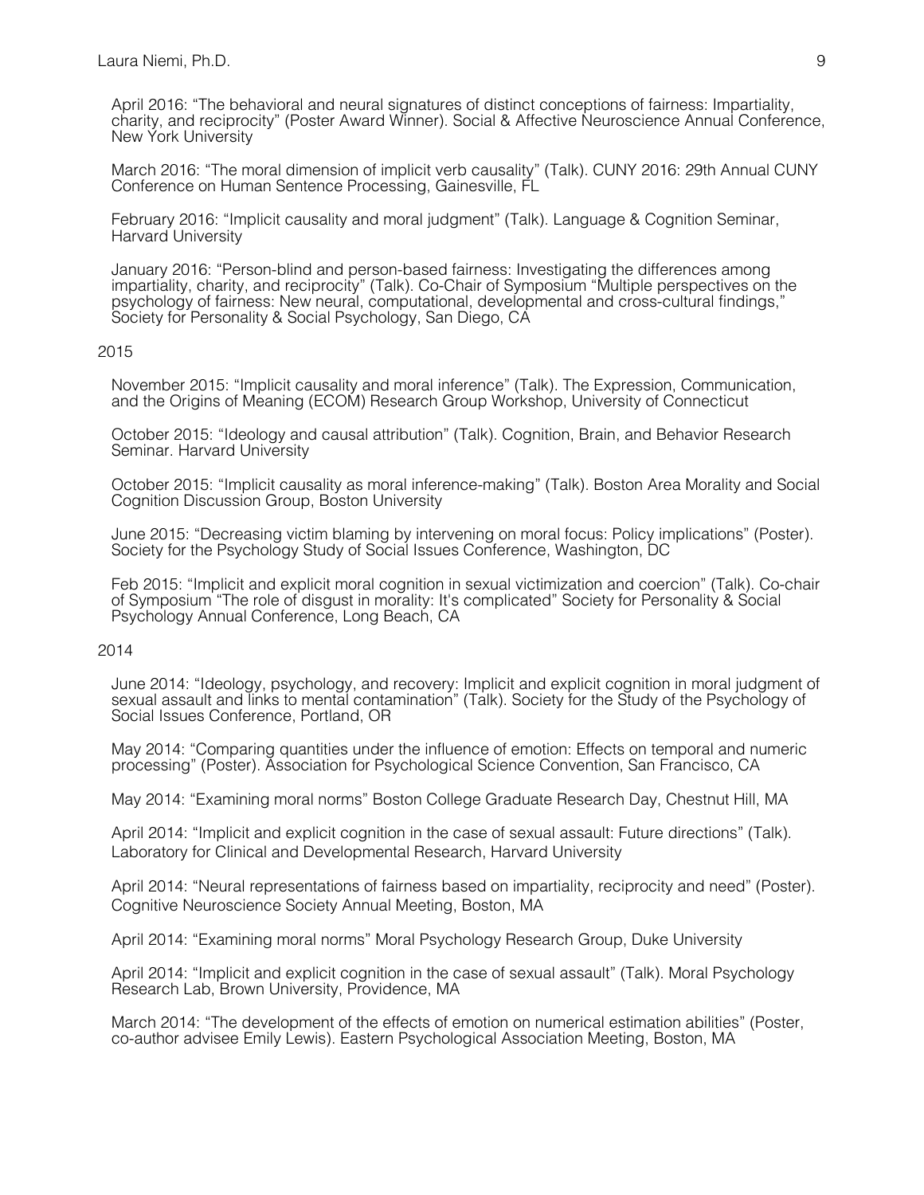April 2016: "The behavioral and neural signatures of distinct conceptions of fairness: Impartiality, charity, and reciprocity" (Poster Award Winner). Social & Affective Neuroscience Annual Conference, New York University

March 2016: "The moral dimension of implicit verb causality" (Talk). CUNY 2016: 29th Annual CUNY Conference on Human Sentence Processing, Gainesville, FL

February 2016: "Implicit causality and moral judgment" (Talk). Language & Cognition Seminar, Harvard University

January 2016: "Person-blind and person-based fairness: Investigating the differences among impartiality, charity, and reciprocity" (Talk). Co-Chair of Symposium "Multiple perspectives on the psychology of fairness: New neural, computational, developmental and cross-cultural findings," Society for Personality & Social Psychology, San Diego, CA

2015

November 2015: "Implicit causality and moral inference" (Talk). The Expression, Communication, and the Origins of Meaning (ECOM) Research Group Workshop, University of Connecticut

October 2015: "Ideology and causal attribution" (Talk). Cognition, Brain, and Behavior Research Seminar. Harvard University

October 2015: "Implicit causality as moral inference-making" (Talk). Boston Area Morality and Social Cognition Discussion Group, Boston University

June 2015: "Decreasing victim blaming by intervening on moral focus: Policy implications" (Poster). Society for the Psychology Study of Social Issues Conference, Washington, DC

Feb 2015: "Implicit and explicit moral cognition in sexual victimization and coercion" (Talk). Co-chair of Symposium "The role of disgust in morality: It's complicated" Society for Personality & Social Psychology Annual Conference, Long Beach, CA

2014

June 2014: "Ideology, psychology, and recovery: Implicit and explicit cognition in moral judgment of sexual assault and links to mental contamination" (Talk). Society for the Study of the Psychology of Social Issues Conference, Portland, OR

May 2014: "Comparing quantities under the influence of emotion: Effects on temporal and numeric processing" (Poster). Association for Psychological Science Convention, San Francisco, CA

May 2014: "Examining moral norms" Boston College Graduate Research Day, Chestnut Hill, MA

April 2014: "Implicit and explicit cognition in the case of sexual assault: Future directions" (Talk). Laboratory for Clinical and Developmental Research, Harvard University

April 2014: "Neural representations of fairness based on impartiality, reciprocity and need" (Poster). Cognitive Neuroscience Society Annual Meeting, Boston, MA

April 2014: "Examining moral norms" Moral Psychology Research Group, Duke University

April 2014: "Implicit and explicit cognition in the case of sexual assault" (Talk). Moral Psychology Research Lab, Brown University, Providence, MA

March 2014: "The development of the effects of emotion on numerical estimation abilities" (Poster, co-author advisee Emily Lewis). Eastern Psychological Association Meeting, Boston, MA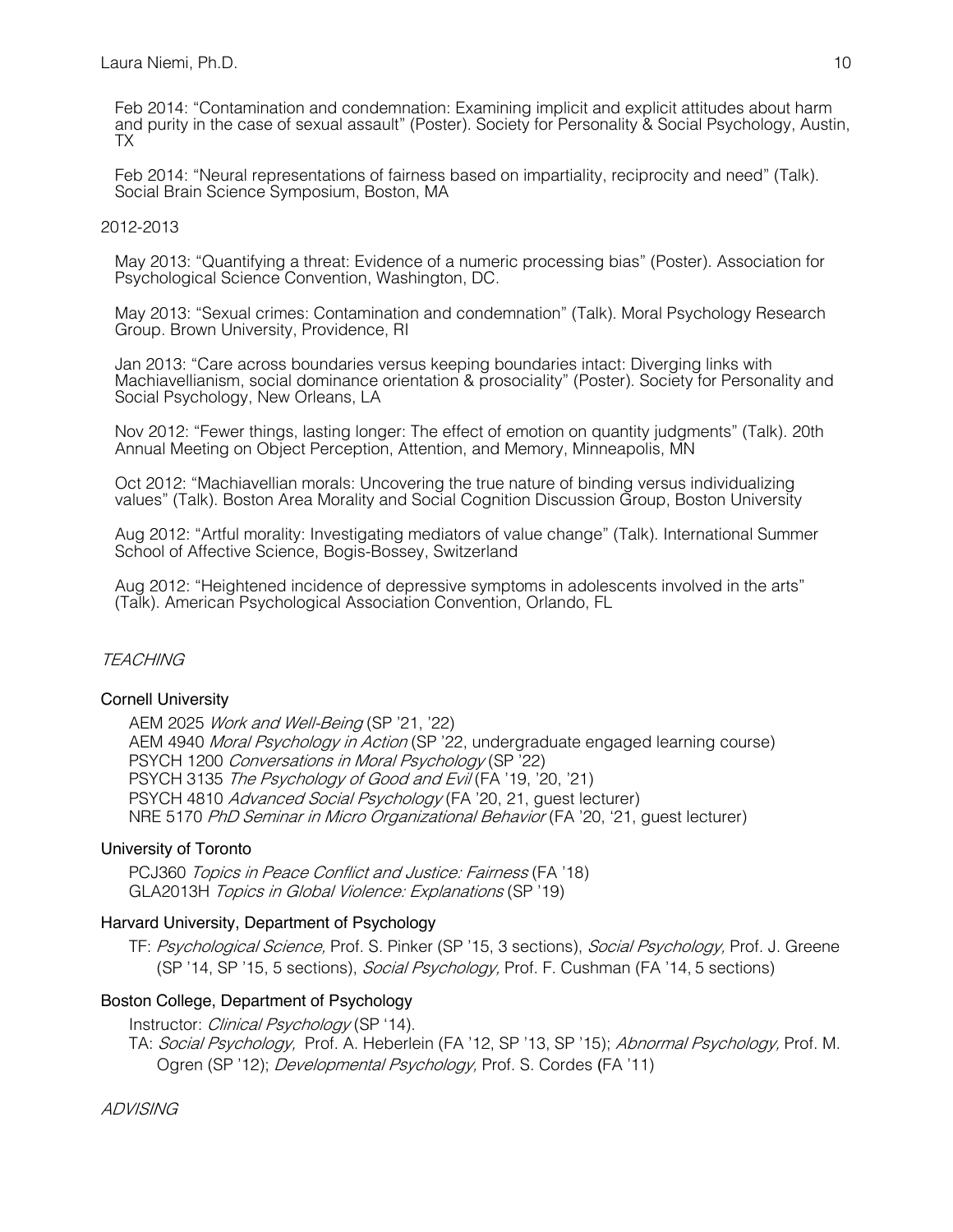Feb 2014: "Contamination and condemnation: Examining implicit and explicit attitudes about harm and purity in the case of sexual assault" (Poster). Society for Personality & Social Psychology, Austin, TX

Feb 2014: "Neural representations of fairness based on impartiality, reciprocity and need" (Talk). Social Brain Science Symposium, Boston, MA

2012-2013

May 2013: "Quantifying a threat: Evidence of a numeric processing bias" (Poster). Association for Psychological Science Convention, Washington, DC.

May 2013: "Sexual crimes: Contamination and condemnation" (Talk). Moral Psychology Research Group. Brown University, Providence, RI

Jan 2013: "Care across boundaries versus keeping boundaries intact: Diverging links with Machiavellianism, social dominance orientation & prosociality" (Poster). Society for Personality and Social Psychology, New Orleans, LA

Nov 2012: "Fewer things, lasting longer: The effect of emotion on quantity judgments" (Talk). 20th Annual Meeting on Object Perception, Attention, and Memory, Minneapolis, MN

Oct 2012: "Machiavellian morals: Uncovering the true nature of binding versus individualizing values" (Talk). Boston Area Morality and Social Cognition Discussion Group, Boston University

Aug 2012: "Artful morality: Investigating mediators of value change" (Talk). International Summer School of Affective Science, Bogis-Bossey, Switzerland

Aug 2012: "Heightened incidence of depressive symptoms in adolescents involved in the arts" (Talk). American Psychological Association Convention, Orlando, FL

## *TEACHING*

### Cornell University

AEM 2025 *Work and Well-Being* (SP '21, '22)
AEM 4940 *Moral Psychology in Action* (SP '22, undergraduate engaged learning course)
PSYCH 1200 *Conversations in Moral Psychology* (SP '22)
PSYCH 3135 *The Psychology of Good and Evil* (FA '19, '20, '21)
PSYCH 4810 *Advanced Social Psychology* (FA '20, 21, guest lecturer)
NRE 5170 *PhD Seminar in Micro Organizational Behavior* (FA '20, '21, guest lecturer)

### University of Toronto

PCJ360 *Topics in Peace Conflict and Justice: Fairness* (FA '18)
GLA2013H *Topics in Global Violence: Explanations* (SP '19)

### Harvard University, Department of Psychology

TF: *Psychological Science,* Prof. S. Pinker (SP '15, 3 sections), *Social Psychology,* Prof. J. Greene (SP '14, SP '15, 5 sections), *Social Psychology,* Prof. F. Cushman (FA '14, 5 sections)

### Boston College, Department of Psychology

Instructor: *Clinical Psychology* (SP '14).
TA: *Social Psychology,* Prof. A. Heberlein (FA '12, SP '13, SP '15); *Abnormal Psychology,* Prof. M. Ogren (SP '12); *Developmental Psychology,* Prof. S. Cordes (FA '11)

## *ADVISING*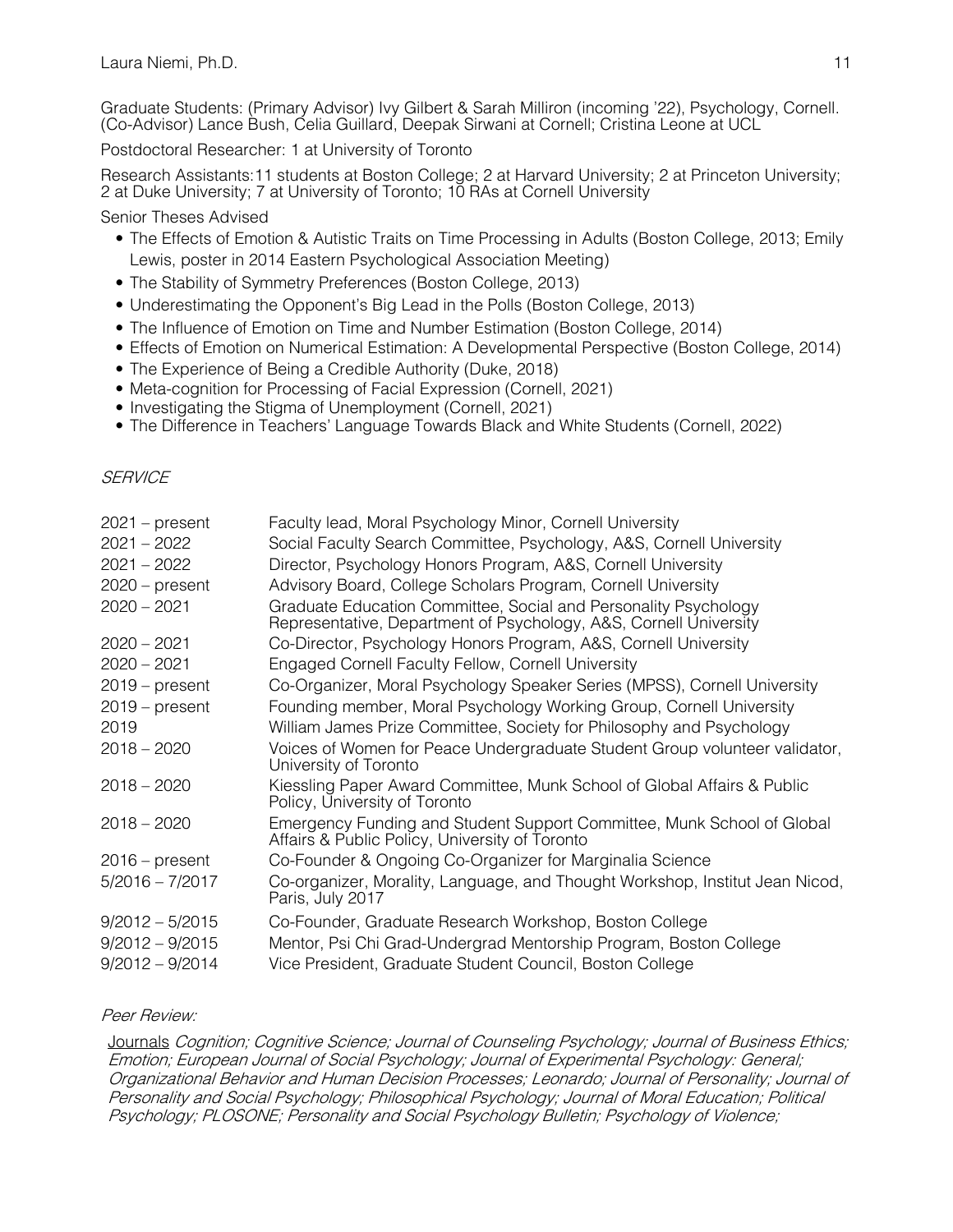Graduate Students: (Primary Advisor) Ivy Gilbert & Sarah Milliron (incoming '22), Psychology, Cornell. (Co-Advisor) Lance Bush, Celia Guillard, Deepak Sirwani at Cornell; Cristina Leone at UCL

Postdoctoral Researcher: 1 at University of Toronto

Research Assistants:11 students at Boston College; 2 at Harvard University; 2 at Princeton University; 2 at Duke University; 7 at University of Toronto; 10 RAs at Cornell University

Senior Theses Advised

- The Effects of Emotion & Autistic Traits on Time Processing in Adults (Boston College, 2013; Emily Lewis, poster in 2014 Eastern Psychological Association Meeting)
- The Stability of Symmetry Preferences (Boston College, 2013)
- Underestimating the Opponent's Big Lead in the Polls (Boston College, 2013)
- The Influence of Emotion on Time and Number Estimation (Boston College, 2014)
- Effects of Emotion on Numerical Estimation: A Developmental Perspective (Boston College, 2014)
- The Experience of Being a Credible Authority (Duke, 2018)
- Meta-cognition for Processing of Facial Expression (Cornell, 2021)
- Investigating the Stigma of Unemployment (Cornell, 2021)
- The Difference in Teachers' Language Towards Black and White Students (Cornell, 2022)

*SERVICE*

| | |
|---|---|
| 2021 – present | Faculty lead, Moral Psychology Minor, Cornell University |
| 2021 – 2022 | Social Faculty Search Committee, Psychology, A&S, Cornell University |
| 2021 – 2022 | Director, Psychology Honors Program, A&S, Cornell University |
| 2020 – present | Advisory Board, College Scholars Program, Cornell University |
| 2020 – 2021 | Graduate Education Committee, Social and Personality Psychology Representative, Department of Psychology, A&S, Cornell University |
| 2020 – 2021 | Co-Director, Psychology Honors Program, A&S, Cornell University |
| 2020 – 2021 | Engaged Cornell Faculty Fellow, Cornell University |
| 2019 – present | Co-Organizer, Moral Psychology Speaker Series (MPSS), Cornell University |
| 2019 – present | Founding member, Moral Psychology Working Group, Cornell University |
| 2019 | William James Prize Committee, Society for Philosophy and Psychology |
| 2018 – 2020 | Voices of Women for Peace Undergraduate Student Group volunteer validator, University of Toronto |
| 2018 – 2020 | Kiessling Paper Award Committee, Munk School of Global Affairs & Public Policy, University of Toronto |
| 2018 – 2020 | Emergency Funding and Student Support Committee, Munk School of Global Affairs & Public Policy, University of Toronto |
| 2016 – present | Co-Founder & Ongoing Co-Organizer for Marginalia Science |
| 5/2016 – 7/2017 | Co-organizer, Morality, Language, and Thought Workshop, Institut Jean Nicod, Paris, July 2017 |
| 9/2012 – 5/2015 | Co-Founder, Graduate Research Workshop, Boston College |
| 9/2012 – 9/2015 | Mentor, Psi Chi Grad-Undergrad Mentorship Program, Boston College |
| 9/2012 – 9/2014 | Vice President, Graduate Student Council, Boston College |

*Peer Review:*

Journals *Cognition; Cognitive Science; Journal of Counseling Psychology; Journal of Business Ethics; Emotion; European Journal of Social Psychology; Journal of Experimental Psychology: General; Organizational Behavior and Human Decision Processes; Leonardo; Journal of Personality; Journal of Personality and Social Psychology; Philosophical Psychology; Journal of Moral Education; Political Psychology; PLOSONE; Personality and Social Psychology Bulletin; Psychology of Violence;*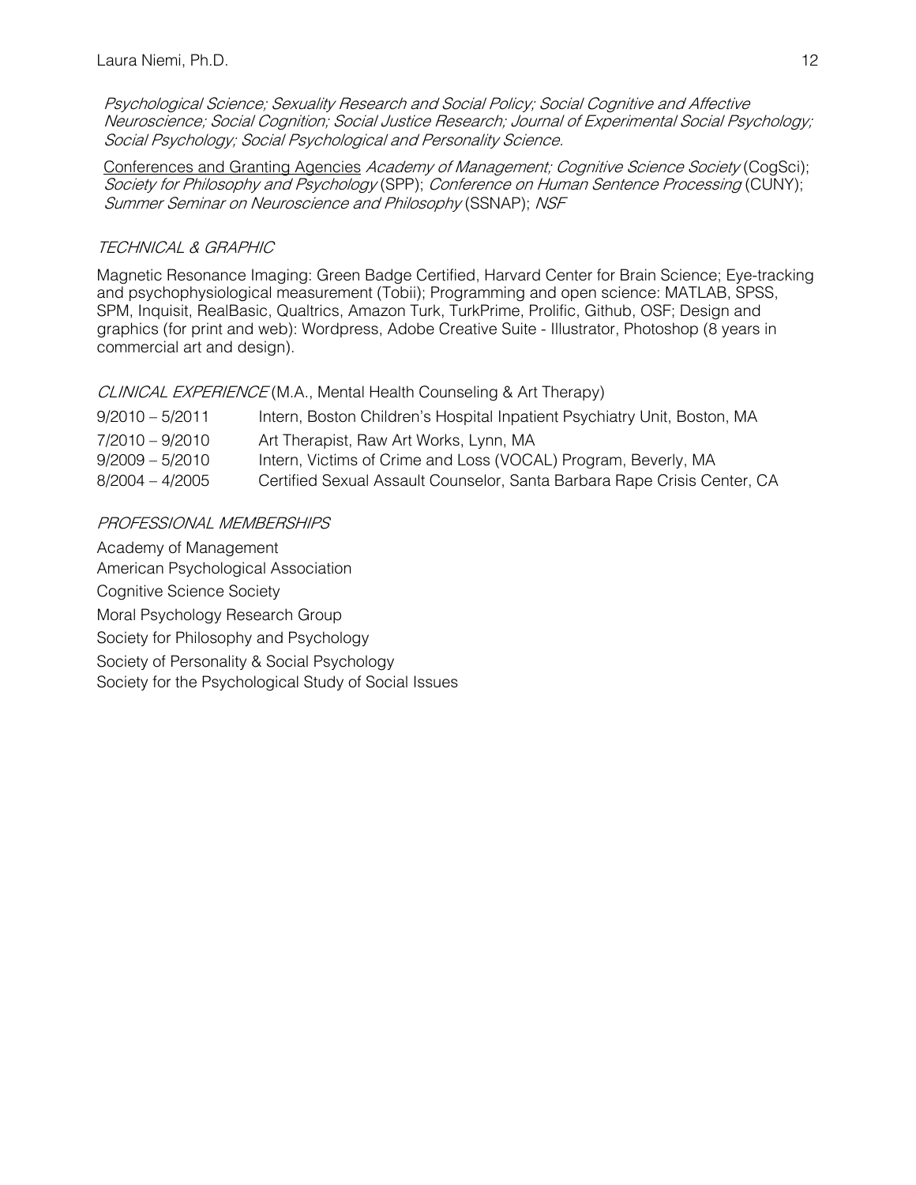*Psychological Science; Sexuality Research and Social Policy; Social Cognitive and Affective Neuroscience; Social Cognition; Social Justice Research; Journal of Experimental Social Psychology; Social Psychology; Social Psychological and Personality Science.*

Conferences and Granting Agencies *Academy of Management; Cognitive Science Society* (CogSci); *Society for Philosophy and Psychology* (SPP); *Conference on Human Sentence Processing* (CUNY); *Summer Seminar on Neuroscience and Philosophy* (SSNAP); *NSF*

## *TECHNICAL & GRAPHIC*

Magnetic Resonance Imaging: Green Badge Certified, Harvard Center for Brain Science; Eye-tracking and psychophysiological measurement (Tobii); Programming and open science: MATLAB, SPSS, SPM, Inquisit, RealBasic, Qualtrics, Amazon Turk, TurkPrime, Prolific, Github, OSF; Design and graphics (for print and web): Wordpress, Adobe Creative Suite - Illustrator, Photoshop (8 years in commercial art and design).

## *CLINICAL EXPERIENCE* (M.A., Mental Health Counseling & Art Therapy)

| | |
|---|---|
| 9/2010 – 5/2011 | Intern, Boston Children's Hospital Inpatient Psychiatry Unit, Boston, MA |
| 7/2010 – 9/2010 | Art Therapist, Raw Art Works, Lynn, MA |
| 9/2009 – 5/2010 | Intern, Victims of Crime and Loss (VOCAL) Program, Beverly, MA |
| 8/2004 – 4/2005 | Certified Sexual Assault Counselor, Santa Barbara Rape Crisis Center, CA |

## *PROFESSIONAL MEMBERSHIPS*

Academy of Management
American Psychological Association
Cognitive Science Society
Moral Psychology Research Group
Society for Philosophy and Psychology
Society of Personality & Social Psychology
Society for the Psychological Study of Social Issues